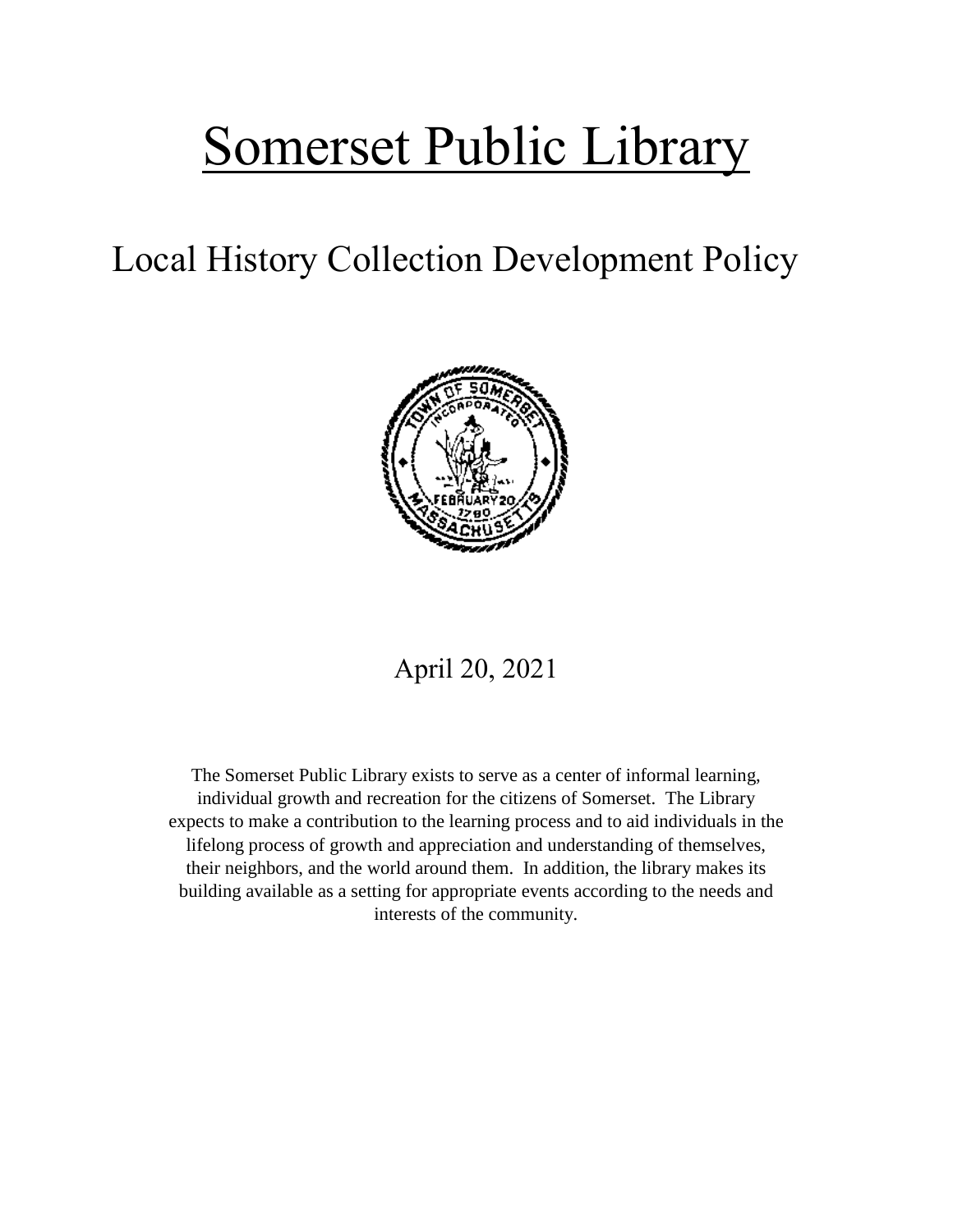# Somerset Public Library

## Local History Collection Development Policy

April 20, 2021

The Somerset Public Library exists to serve as a center of informal learning, individual growth and recreation for the citizens of Somerset. The Library expects to make a contribution to the learning process and to aid individuals in the lifelong process of growth and appreciation and understanding of themselves, their neighbors, and the world around them. In addition, the library makes its building available as a setting for appropriate events according to the needs and interests of the community.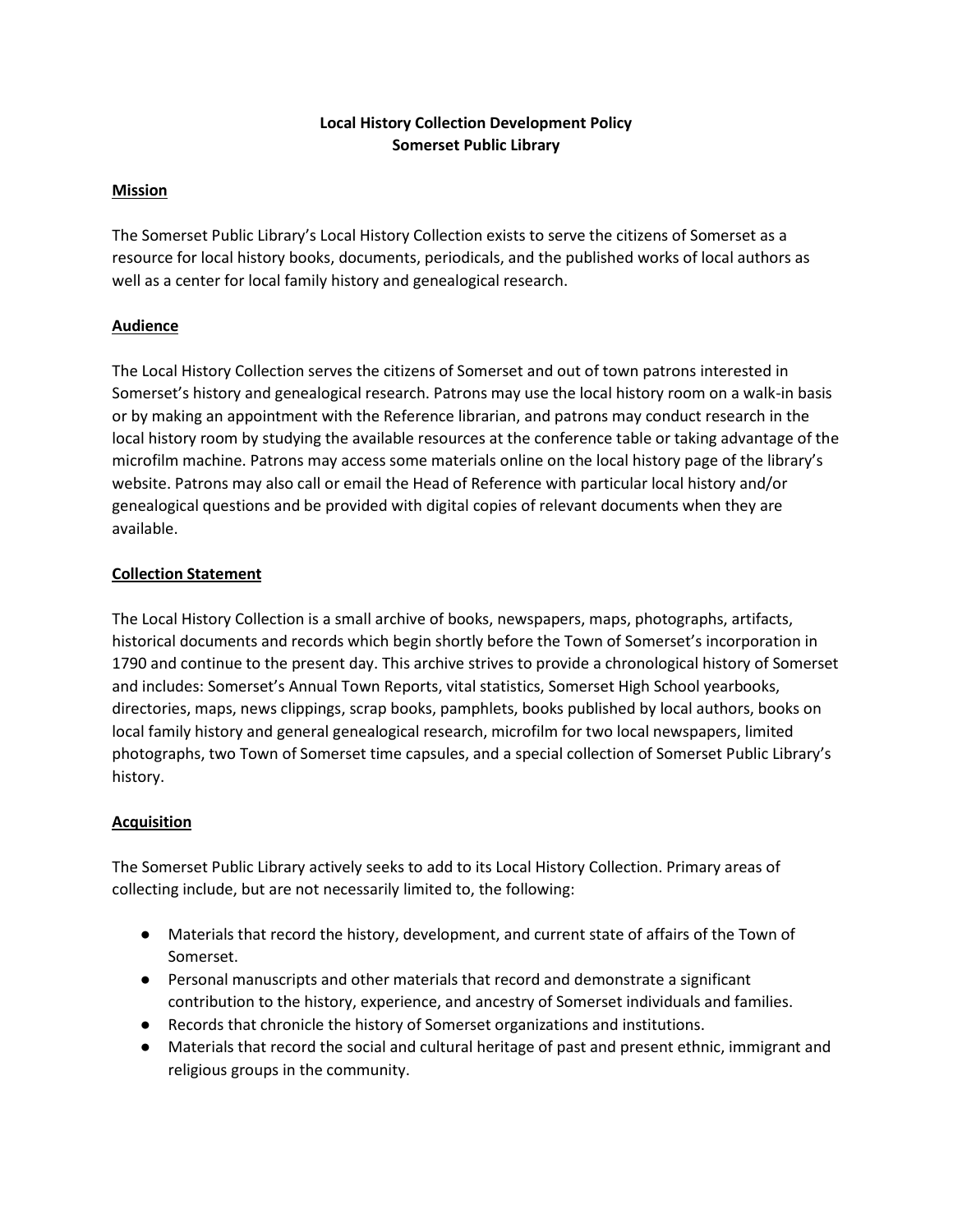**Local History Collection Development Policy**
**Somerset Public Library**

**Mission**

The Somerset Public Library's Local History Collection exists to serve the citizens of Somerset as a resource for local history books, documents, periodicals, and the published works of local authors as well as a center for local family history and genealogical research.

**Audience**

The Local History Collection serves the citizens of Somerset and out of town patrons interested in Somerset's history and genealogical research. Patrons may use the local history room on a walk-in basis or by making an appointment with the Reference librarian, and patrons may conduct research in the local history room by studying the available resources at the conference table or taking advantage of the microfilm machine. Patrons may access some materials online on the local history page of the library's website. Patrons may also call or email the Head of Reference with particular local history and/or genealogical questions and be provided with digital copies of relevant documents when they are available.

**Collection Statement**

The Local History Collection is a small archive of books, newspapers, maps, photographs, artifacts, historical documents and records which begin shortly before the Town of Somerset's incorporation in 1790 and continue to the present day. This archive strives to provide a chronological history of Somerset and includes: Somerset's Annual Town Reports, vital statistics, Somerset High School yearbooks, directories, maps, news clippings, scrap books, pamphlets, books published by local authors, books on local family history and general genealogical research, microfilm for two local newspapers, limited photographs, two Town of Somerset time capsules, and a special collection of Somerset Public Library's history.

**Acquisition**

The Somerset Public Library actively seeks to add to its Local History Collection. Primary areas of collecting include, but are not necessarily limited to, the following:

- Materials that record the history, development, and current state of affairs of the Town of Somerset.
- Personal manuscripts and other materials that record and demonstrate a significant contribution to the history, experience, and ancestry of Somerset individuals and families.
- Records that chronicle the history of Somerset organizations and institutions.
- Materials that record the social and cultural heritage of past and present ethnic, immigrant and religious groups in the community.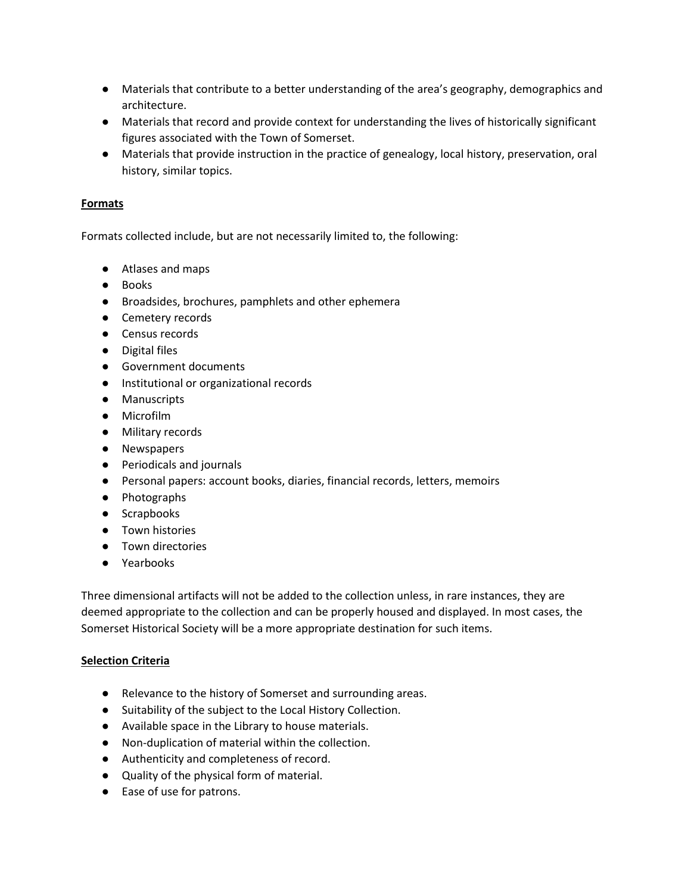- Materials that contribute to a better understanding of the area's geography, demographics and architecture.
- Materials that record and provide context for understanding the lives of historically significant figures associated with the Town of Somerset.
- Materials that provide instruction in the practice of genealogy, local history, preservation, oral history, similar topics.

**Formats**

Formats collected include, but are not necessarily limited to, the following:

- Atlases and maps
- Books
- Broadsides, brochures, pamphlets and other ephemera
- Cemetery records
- Census records
- Digital files
- Government documents
- Institutional or organizational records
- Manuscripts
- Microfilm
- Military records
- Newspapers
- Periodicals and journals
- Personal papers: account books, diaries, financial records, letters, memoirs
- Photographs
- Scrapbooks
- Town histories
- Town directories
- Yearbooks

Three dimensional artifacts will not be added to the collection unless, in rare instances, they are deemed appropriate to the collection and can be properly housed and displayed. In most cases, the Somerset Historical Society will be a more appropriate destination for such items.

**Selection Criteria**

- Relevance to the history of Somerset and surrounding areas.
- Suitability of the subject to the Local History Collection.
- Available space in the Library to house materials.
- Non-duplication of material within the collection.
- Authenticity and completeness of record.
- Quality of the physical form of material.
- Ease of use for patrons.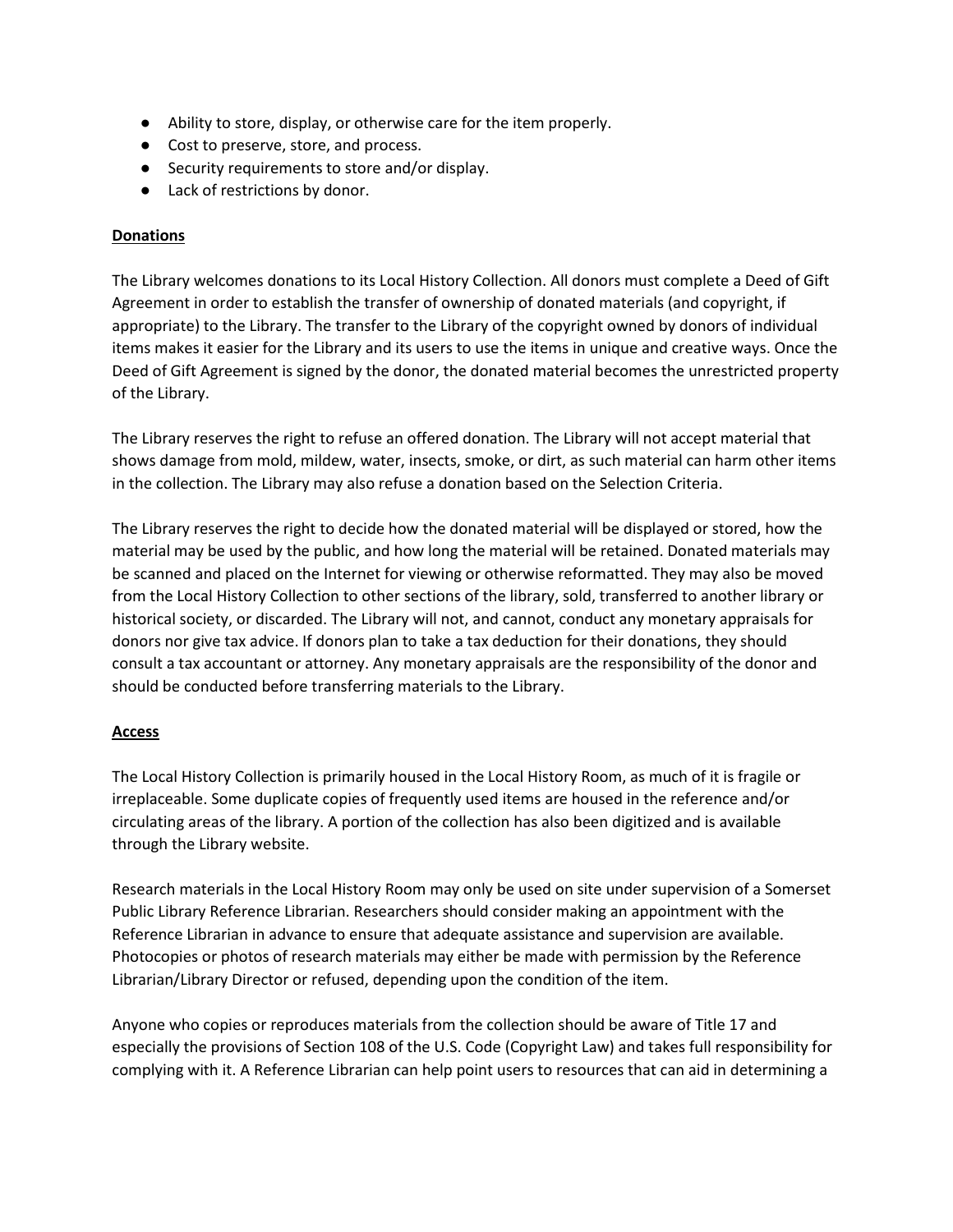- Ability to store, display, or otherwise care for the item properly.
- Cost to preserve, store, and process.
- Security requirements to store and/or display.
- Lack of restrictions by donor.

**Donations**

The Library welcomes donations to its Local History Collection. All donors must complete a Deed of Gift Agreement in order to establish the transfer of ownership of donated materials (and copyright, if appropriate) to the Library. The transfer to the Library of the copyright owned by donors of individual items makes it easier for the Library and its users to use the items in unique and creative ways. Once the Deed of Gift Agreement is signed by the donor, the donated material becomes the unrestricted property of the Library.

The Library reserves the right to refuse an offered donation. The Library will not accept material that shows damage from mold, mildew, water, insects, smoke, or dirt, as such material can harm other items in the collection. The Library may also refuse a donation based on the Selection Criteria.

The Library reserves the right to decide how the donated material will be displayed or stored, how the material may be used by the public, and how long the material will be retained. Donated materials may be scanned and placed on the Internet for viewing or otherwise reformatted. They may also be moved from the Local History Collection to other sections of the library, sold, transferred to another library or historical society, or discarded. The Library will not, and cannot, conduct any monetary appraisals for donors nor give tax advice. If donors plan to take a tax deduction for their donations, they should consult a tax accountant or attorney. Any monetary appraisals are the responsibility of the donor and should be conducted before transferring materials to the Library.

**Access**

The Local History Collection is primarily housed in the Local History Room, as much of it is fragile or irreplaceable. Some duplicate copies of frequently used items are housed in the reference and/or circulating areas of the library. A portion of the collection has also been digitized and is available through the Library website.

Research materials in the Local History Room may only be used on site under supervision of a Somerset Public Library Reference Librarian. Researchers should consider making an appointment with the Reference Librarian in advance to ensure that adequate assistance and supervision are available. Photocopies or photos of research materials may either be made with permission by the Reference Librarian/Library Director or refused, depending upon the condition of the item.

Anyone who copies or reproduces materials from the collection should be aware of Title 17 and especially the provisions of Section 108 of the U.S. Code (Copyright Law) and takes full responsibility for complying with it. A Reference Librarian can help point users to resources that can aid in determining a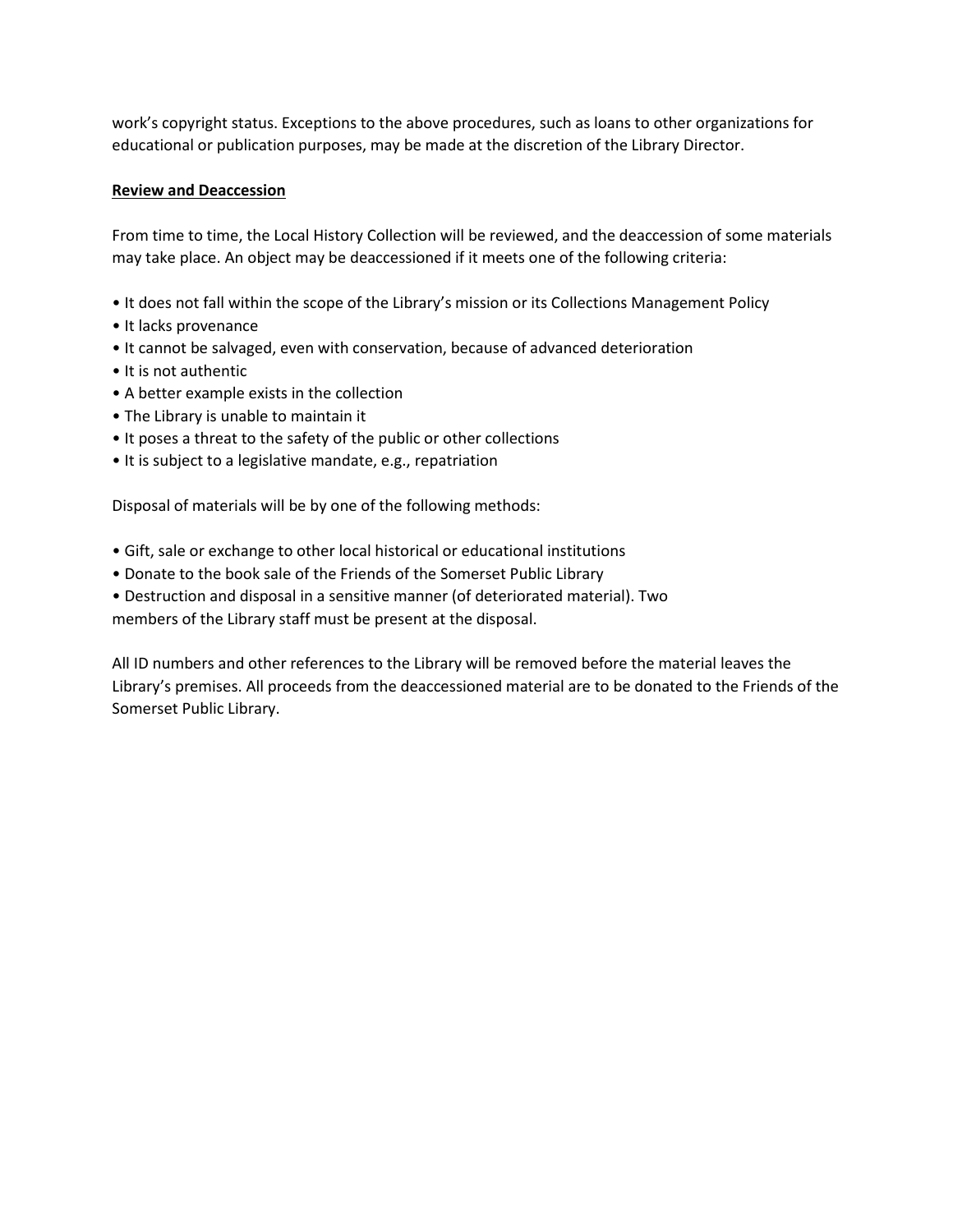work's copyright status. Exceptions to the above procedures, such as loans to other organizations for educational or publication purposes, may be made at the discretion of the Library Director.

**Review and Deaccession**

From time to time, the Local History Collection will be reviewed, and the deaccession of some materials may take place. An object may be deaccessioned if it meets one of the following criteria:

- It does not fall within the scope of the Library's mission or its Collections Management Policy
- It lacks provenance
- It cannot be salvaged, even with conservation, because of advanced deterioration
- It is not authentic
- A better example exists in the collection
- The Library is unable to maintain it
- It poses a threat to the safety of the public or other collections
- It is subject to a legislative mandate, e.g., repatriation

Disposal of materials will be by one of the following methods:

- Gift, sale or exchange to other local historical or educational institutions
- Donate to the book sale of the Friends of the Somerset Public Library
- Destruction and disposal in a sensitive manner (of deteriorated material). Two members of the Library staff must be present at the disposal.

All ID numbers and other references to the Library will be removed before the material leaves the Library's premises. All proceeds from the deaccessioned material are to be donated to the Friends of the Somerset Public Library.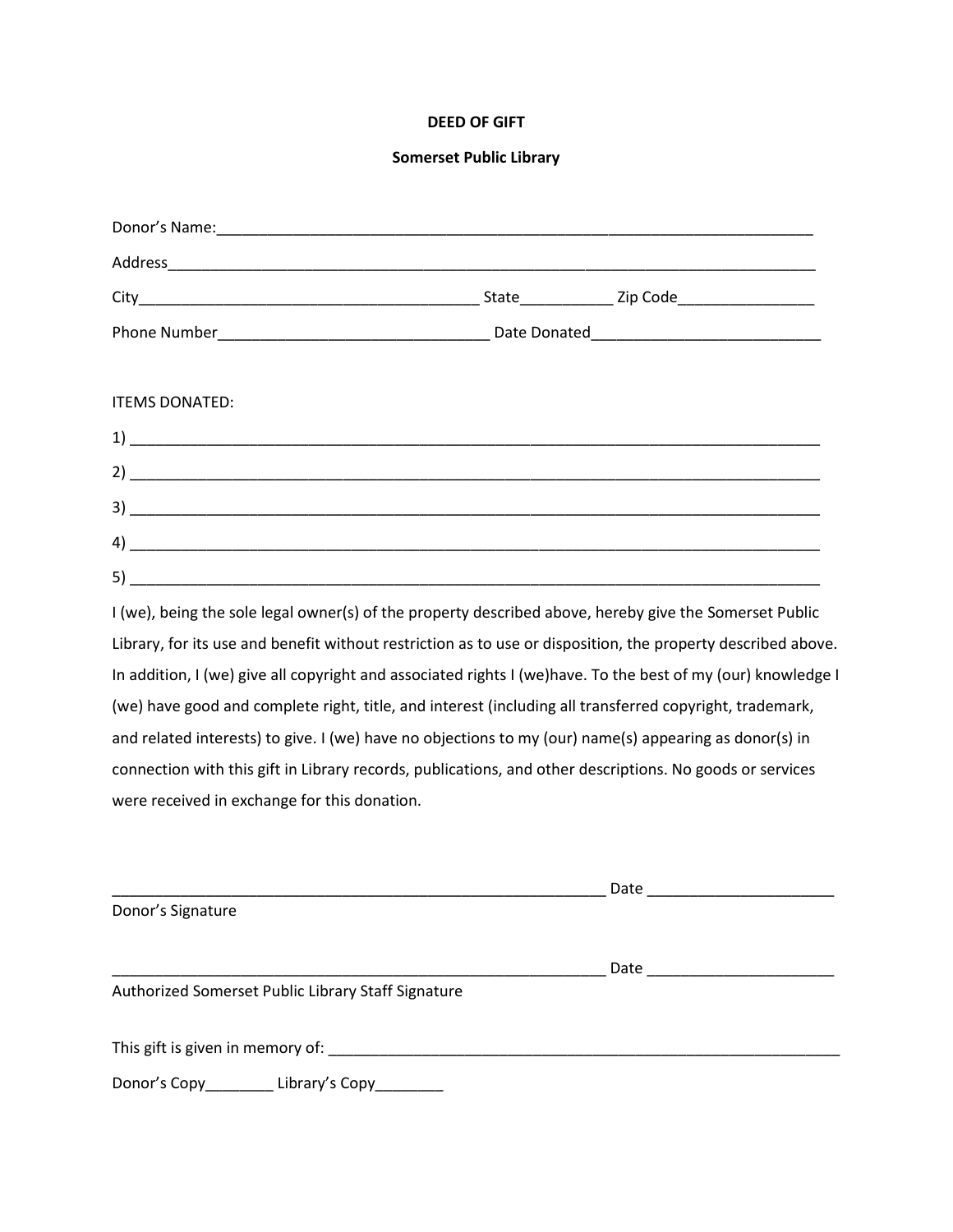**DEED OF GIFT**

**Somerset Public Library**

Donor's Name:___________________________________________________________________________

Address_________________________________________________________________________________

City__________________________________________ State___________ Zip Code_________________

Phone Number_________________________________ Date Donated___________________________

ITEMS DONATED:

1) _______________________________________________________________________________

2) _______________________________________________________________________________

3) _______________________________________________________________________________

4) _______________________________________________________________________________

5) _______________________________________________________________________________

I (we), being the sole legal owner(s) of the property described above, hereby give the Somerset Public Library, for its use and benefit without restriction as to use or disposition, the property described above. In addition, I (we) give all copyright and associated rights I (we)have. To the best of my (our) knowledge I (we) have good and complete right, title, and interest (including all transferred copyright, trademark, and related interests) to give. I (we) have no objections to my (our) name(s) appearing as donor(s) in connection with this gift in Library records, publications, and other descriptions. No goods or services were received in exchange for this donation.

_____________________________________________________________ Date ______________________
Donor's Signature

_____________________________________________________________ Date ______________________
Authorized Somerset Public Library Staff Signature

This gift is given in memory of: _______________________________________________________________

Donor's Copy________ Library's Copy________